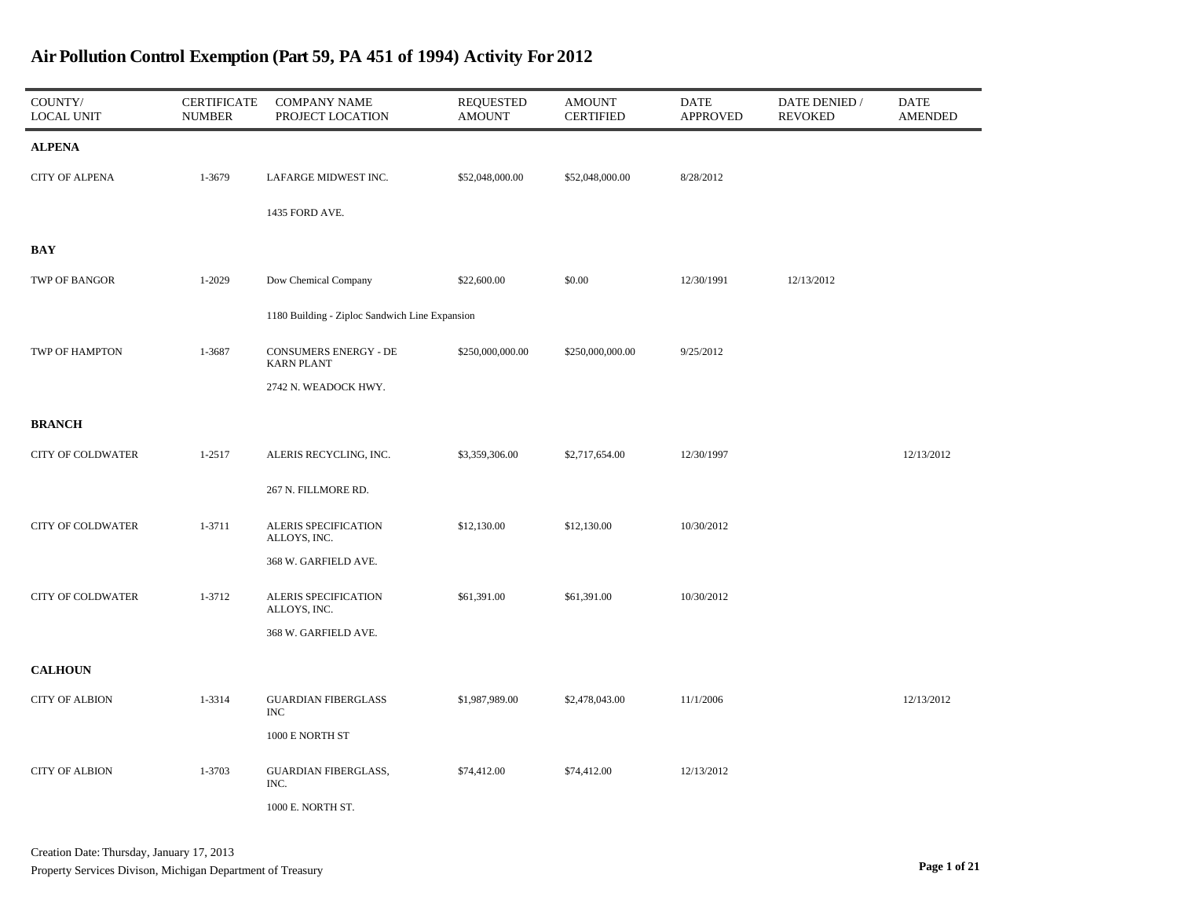# Air Pollution Control Exemption (Part 59, PA 451 of 1994) Activity For 2012

| COUNTY/ LOCAL UNIT | CERTIFICATE NUMBER | COMPANY NAME PROJECT LOCATION | REQUESTED AMOUNT | AMOUNT CERTIFIED | DATE APPROVED | DATE DENIED / REVOKED | DATE AMENDED |
|---|---|---|---|---|---|---|---|
| **ALPENA** | | | | | | | |
| CITY OF ALPENA | 1-3679 | LAFARGE MIDWEST INC. 1435 FORD AVE. | $52,048,000.00 | $52,048,000.00 | 8/28/2012 | | |
| **BAY** | | | | | | | |
| TWP OF BANGOR | 1-2029 | Dow Chemical Company 1180 Building - Ziploc Sandwich Line Expansion | $22,600.00 | $0.00 | 12/30/1991 | 12/13/2012 | |
| TWP OF HAMPTON | 1-3687 | CONSUMERS ENERGY - DE KARN PLANT 2742 N. WEADOCK HWY. | $250,000,000.00 | $250,000,000.00 | 9/25/2012 | | |
| **BRANCH** | | | | | | | |
| CITY OF COLDWATER | 1-2517 | ALERIS RECYCLING, INC. 267 N. FILLMORE RD. | $3,359,306.00 | $2,717,654.00 | 12/30/1997 | | 12/13/2012 |
| CITY OF COLDWATER | 1-3711 | ALERIS SPECIFICATION ALLOYS, INC. 368 W. GARFIELD AVE. | $12,130.00 | $12,130.00 | 10/30/2012 | | |
| CITY OF COLDWATER | 1-3712 | ALERIS SPECIFICATION ALLOYS, INC. 368 W. GARFIELD AVE. | $61,391.00 | $61,391.00 | 10/30/2012 | | |
| **CALHOUN** | | | | | | | |
| CITY OF ALBION | 1-3314 | GUARDIAN FIBERGLASS INC 1000 E NORTH ST | $1,987,989.00 | $2,478,043.00 | 11/1/2006 | | 12/13/2012 |
| CITY OF ALBION | 1-3703 | GUARDIAN FIBERGLASS, INC. 1000 E. NORTH ST. | $74,412.00 | $74,412.00 | 12/13/2012 | | |

Creation Date: Thursday, January 17, 2013

Property Services Divison, Michigan Department of Treasury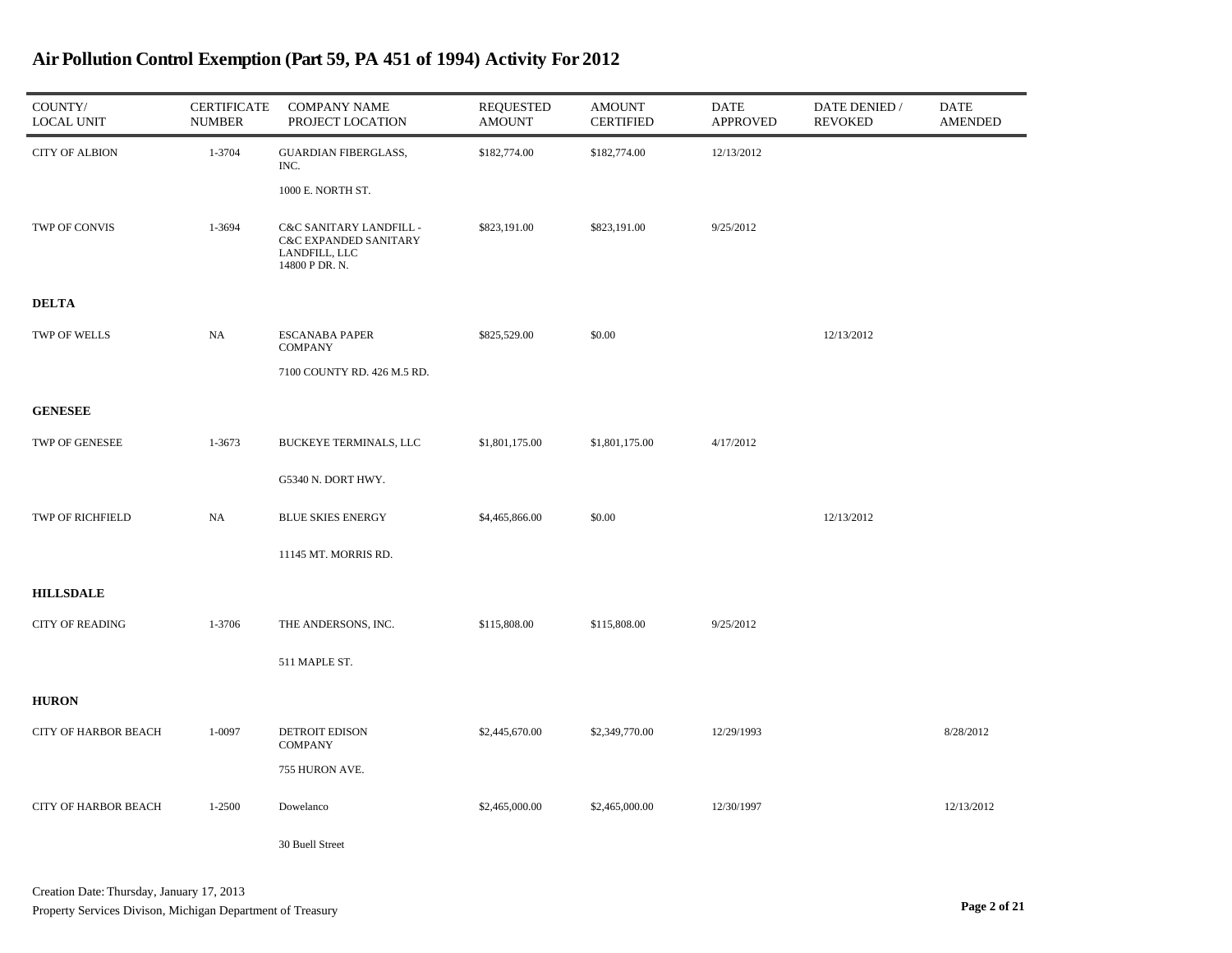# Air Pollution Control Exemption (Part 59, PA 451 of 1994) Activity For 2012

| COUNTY/ LOCAL UNIT | CERTIFICATE NUMBER | COMPANY NAME PROJECT LOCATION | REQUESTED AMOUNT | AMOUNT CERTIFIED | DATE APPROVED | DATE DENIED / REVOKED | DATE AMENDED |
|---|---|---|---|---|---|---|---|
| CITY OF ALBION | 1-3704 | GUARDIAN FIBERGLASS, INC.<br>1000 E. NORTH ST. | $182,774.00 | $182,774.00 | 12/13/2012 | | |
| TWP OF CONVIS | 1-3694 | C&C SANITARY LANDFILL - C&C EXPANDED SANITARY LANDFILL, LLC<br>14800 P DR. N. | $823,191.00 | $823,191.00 | 9/25/2012 | | |
| **DELTA** | | | | | | | |
| TWP OF WELLS | NA | ESCANABA PAPER COMPANY<br>7100 COUNTY RD. 426 M.5 RD. | $825,529.00 | $0.00 | | 12/13/2012 | |
| **GENESEE** | | | | | | | |
| TWP OF GENESEE | 1-3673 | BUCKEYE TERMINALS, LLC<br>G5340 N. DORT HWY. | $1,801,175.00 | $1,801,175.00 | 4/17/2012 | | |
| TWP OF RICHFIELD | NA | BLUE SKIES ENERGY<br>11145 MT. MORRIS RD. | $4,465,866.00 | $0.00 | | 12/13/2012 | |
| **HILLSDALE** | | | | | | | |
| CITY OF READING | 1-3706 | THE ANDERSONS, INC.<br>511 MAPLE ST. | $115,808.00 | $115,808.00 | 9/25/2012 | | |
| **HURON** | | | | | | | |
| CITY OF HARBOR BEACH | 1-0097 | DETROIT EDISON COMPANY<br>755 HURON AVE. | $2,445,670.00 | $2,349,770.00 | 12/29/1993 | | 8/28/2012 |
| CITY OF HARBOR BEACH | 1-2500 | Dowelanco<br>30 Buell Street | $2,465,000.00 | $2,465,000.00 | 12/30/1997 | | 12/13/2012 |

Creation Date: Thursday, January 17, 2013

Property Services Divison, Michigan Department of Treasury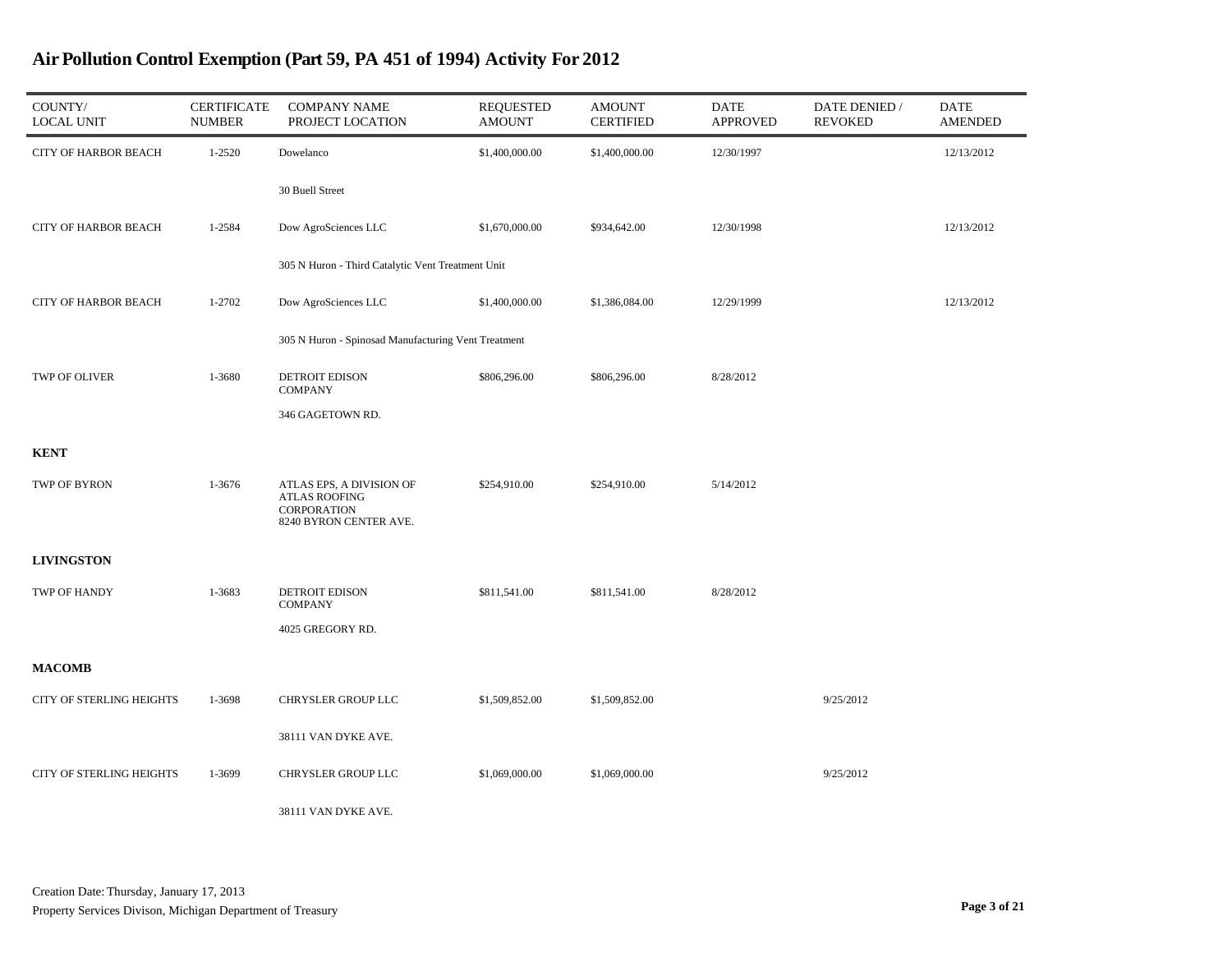# Air Pollution Control Exemption (Part 59, PA 451 of 1994) Activity For 2012

| COUNTY/ LOCAL UNIT | CERTIFICATE NUMBER | COMPANY NAME PROJECT LOCATION | REQUESTED AMOUNT | AMOUNT CERTIFIED | DATE APPROVED | DATE DENIED / REVOKED | DATE AMENDED |
|---|---|---|---|---|---|---|---|
| CITY OF HARBOR BEACH | 1-2520 | Dowelanco<br>30 Buell Street | $1,400,000.00 | $1,400,000.00 | 12/30/1997 | | 12/13/2012 |
| CITY OF HARBOR BEACH | 1-2584 | Dow AgroSciences LLC<br>305 N Huron - Third Catalytic Vent Treatment Unit | $1,670,000.00 | $934,642.00 | 12/30/1998 | | 12/13/2012 |
| CITY OF HARBOR BEACH | 1-2702 | Dow AgroSciences LLC<br>305 N Huron - Spinosad Manufacturing Vent Treatment | $1,400,000.00 | $1,386,084.00 | 12/29/1999 | | 12/13/2012 |
| TWP OF OLIVER | 1-3680 | DETROIT EDISON COMPANY<br>346 GAGETOWN RD. | $806,296.00 | $806,296.00 | 8/28/2012 | | |
| **KENT** | | | | | | | |
| TWP OF BYRON | 1-3676 | ATLAS EPS, A DIVISION OF ATLAS ROOFING CORPORATION<br>8240 BYRON CENTER AVE. | $254,910.00 | $254,910.00 | 5/14/2012 | | |
| **LIVINGSTON** | | | | | | | |
| TWP OF HANDY | 1-3683 | DETROIT EDISON COMPANY<br>4025 GREGORY RD. | $811,541.00 | $811,541.00 | 8/28/2012 | | |
| **MACOMB** | | | | | | | |
| CITY OF STERLING HEIGHTS | 1-3698 | CHRYSLER GROUP LLC<br>38111 VAN DYKE AVE. | $1,509,852.00 | $1,509,852.00 | | 9/25/2012 | |
| CITY OF STERLING HEIGHTS | 1-3699 | CHRYSLER GROUP LLC<br>38111 VAN DYKE AVE. | $1,069,000.00 | $1,069,000.00 | | 9/25/2012 | |

Creation Date: Thursday, January 17, 2013
Property Services Divison, Michigan Department of Treasury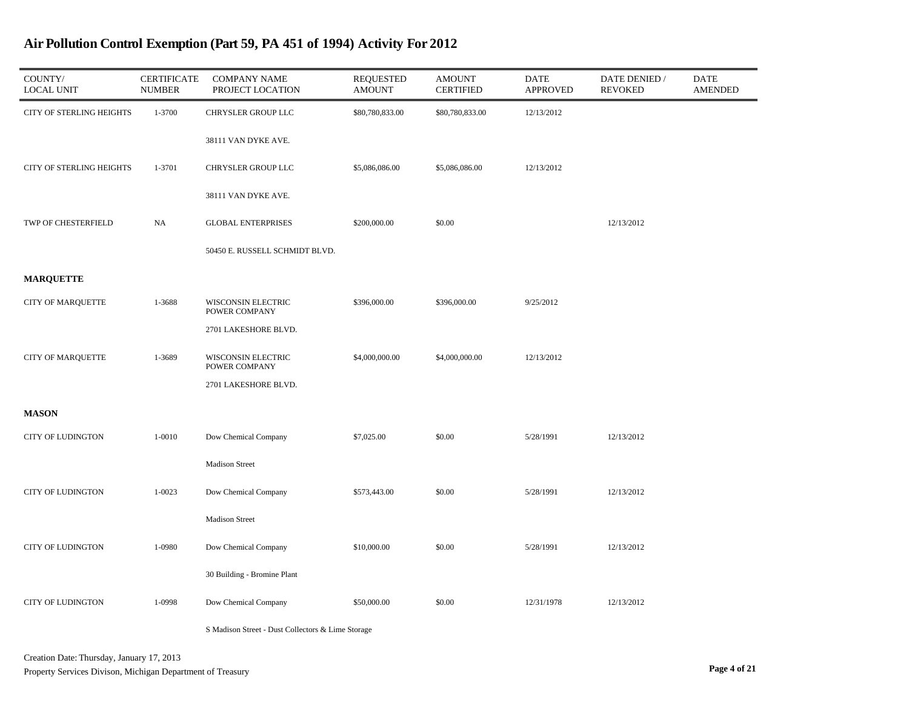# Air Pollution Control Exemption (Part 59, PA 451 of 1994) Activity For 2012

| COUNTY/ LOCAL UNIT | CERTIFICATE NUMBER | COMPANY NAME PROJECT LOCATION | REQUESTED AMOUNT | AMOUNT CERTIFIED | DATE APPROVED | DATE DENIED / REVOKED | DATE AMENDED |
|---|---|---|---|---|---|---|---|
| CITY OF STERLING HEIGHTS | 1-3700 | CHRYSLER GROUP LLC<br>38111 VAN DYKE AVE. | $80,780,833.00 | $80,780,833.00 | 12/13/2012 | | |
| CITY OF STERLING HEIGHTS | 1-3701 | CHRYSLER GROUP LLC<br>38111 VAN DYKE AVE. | $5,086,086.00 | $5,086,086.00 | 12/13/2012 | | |
| TWP OF CHESTERFIELD | NA | GLOBAL ENTERPRISES<br>50450 E. RUSSELL SCHMIDT BLVD. | $200,000.00 | $0.00 | | 12/13/2012 | |
| **MARQUETTE** | | | | | | | |
| CITY OF MARQUETTE | 1-3688 | WISCONSIN ELECTRIC POWER COMPANY<br>2701 LAKESHORE BLVD. | $396,000.00 | $396,000.00 | 9/25/2012 | | |
| CITY OF MARQUETTE | 1-3689 | WISCONSIN ELECTRIC POWER COMPANY<br>2701 LAKESHORE BLVD. | $4,000,000.00 | $4,000,000.00 | 12/13/2012 | | |
| **MASON** | | | | | | | |
| CITY OF LUDINGTON | 1-0010 | Dow Chemical Company<br>Madison Street | $7,025.00 | $0.00 | 5/28/1991 | 12/13/2012 | |
| CITY OF LUDINGTON | 1-0023 | Dow Chemical Company<br>Madison Street | $573,443.00 | $0.00 | 5/28/1991 | 12/13/2012 | |
| CITY OF LUDINGTON | 1-0980 | Dow Chemical Company<br>30 Building - Bromine Plant | $10,000.00 | $0.00 | 5/28/1991 | 12/13/2012 | |
| CITY OF LUDINGTON | 1-0998 | Dow Chemical Company<br>S Madison Street - Dust Collectors & Lime Storage | $50,000.00 | $0.00 | 12/31/1978 | 12/13/2012 | |

Creation Date: Thursday, January 17, 2013

Property Services Divison, Michigan Department of Treasury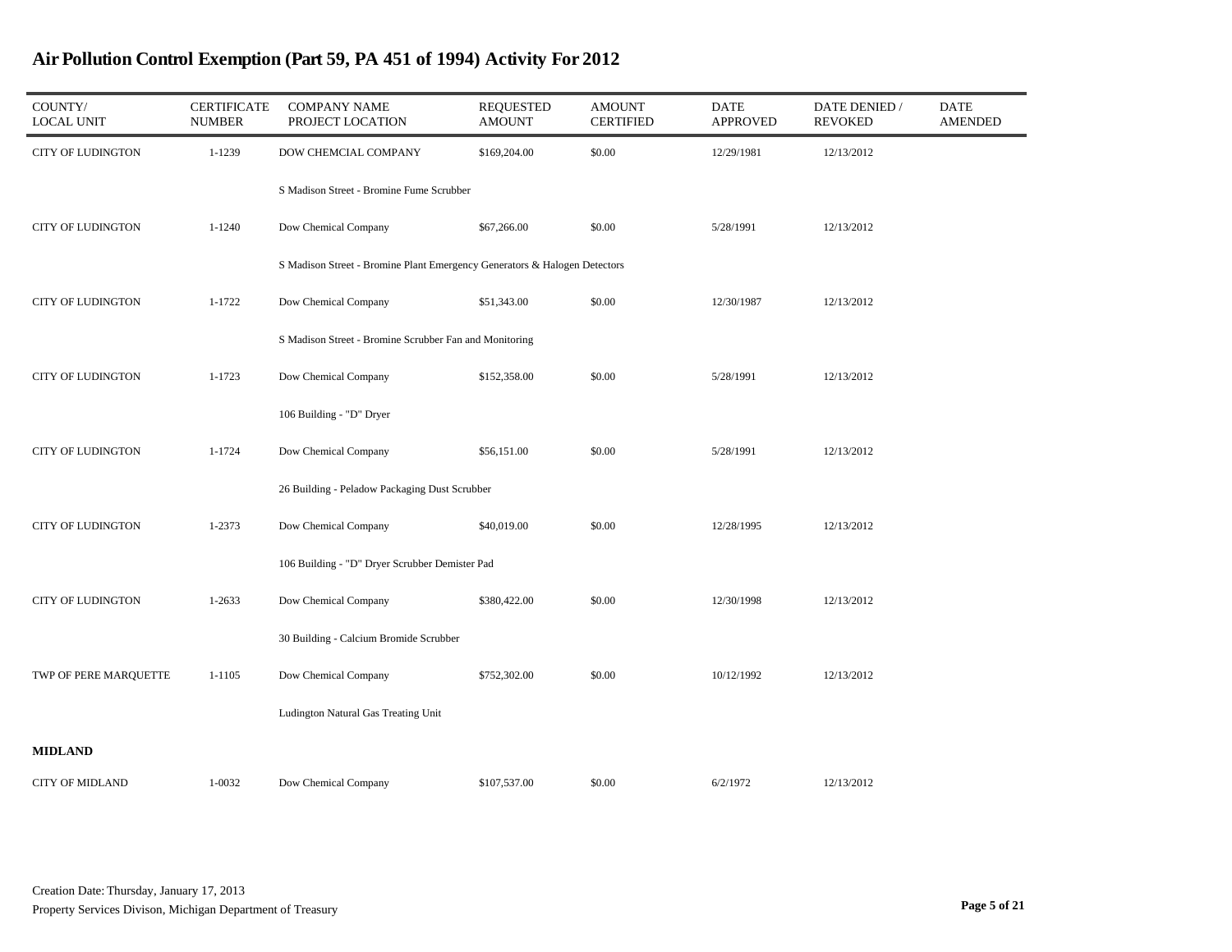# Air Pollution Control Exemption (Part 59, PA 451 of 1994) Activity For 2012

| COUNTY/ LOCAL UNIT | CERTIFICATE NUMBER | COMPANY NAME PROJECT LOCATION | REQUESTED AMOUNT | AMOUNT CERTIFIED | DATE APPROVED | DATE DENIED / REVOKED | DATE AMENDED |
|---|---|---|---|---|---|---|---|
| CITY OF LUDINGTON | 1-1239 | DOW CHEMCIAL COMPANY | $169,204.00 | $0.00 | 12/29/1981 | 12/13/2012 | |
| | | S Madison Street - Bromine Fume Scrubber | | | | | |
| CITY OF LUDINGTON | 1-1240 | Dow Chemical Company | $67,266.00 | $0.00 | 5/28/1991 | 12/13/2012 | |
| | | S Madison Street - Bromine Plant Emergency Generators & Halogen Detectors | | | | | |
| CITY OF LUDINGTON | 1-1722 | Dow Chemical Company | $51,343.00 | $0.00 | 12/30/1987 | 12/13/2012 | |
| | | S Madison Street - Bromine Scrubber Fan and Monitoring | | | | | |
| CITY OF LUDINGTON | 1-1723 | Dow Chemical Company | $152,358.00 | $0.00 | 5/28/1991 | 12/13/2012 | |
| | | 106 Building - "D" Dryer | | | | | |
| CITY OF LUDINGTON | 1-1724 | Dow Chemical Company | $56,151.00 | $0.00 | 5/28/1991 | 12/13/2012 | |
| | | 26 Building - Peladow Packaging Dust Scrubber | | | | | |
| CITY OF LUDINGTON | 1-2373 | Dow Chemical Company | $40,019.00 | $0.00 | 12/28/1995 | 12/13/2012 | |
| | | 106 Building - "D" Dryer Scrubber Demister Pad | | | | | |
| CITY OF LUDINGTON | 1-2633 | Dow Chemical Company | $380,422.00 | $0.00 | 12/30/1998 | 12/13/2012 | |
| | | 30 Building - Calcium Bromide Scrubber | | | | | |
| TWP OF PERE MARQUETTE | 1-1105 | Dow Chemical Company | $752,302.00 | $0.00 | 10/12/1992 | 12/13/2012 | |
| | | Ludington Natural Gas Treating Unit | | | | | |
| **MIDLAND** | | | | | | | |
| CITY OF MIDLAND | 1-0032 | Dow Chemical Company | $107,537.00 | $0.00 | 6/2/1972 | 12/13/2012 | |

Creation Date: Thursday, January 17, 2013

Property Services Divison, Michigan Department of Treasury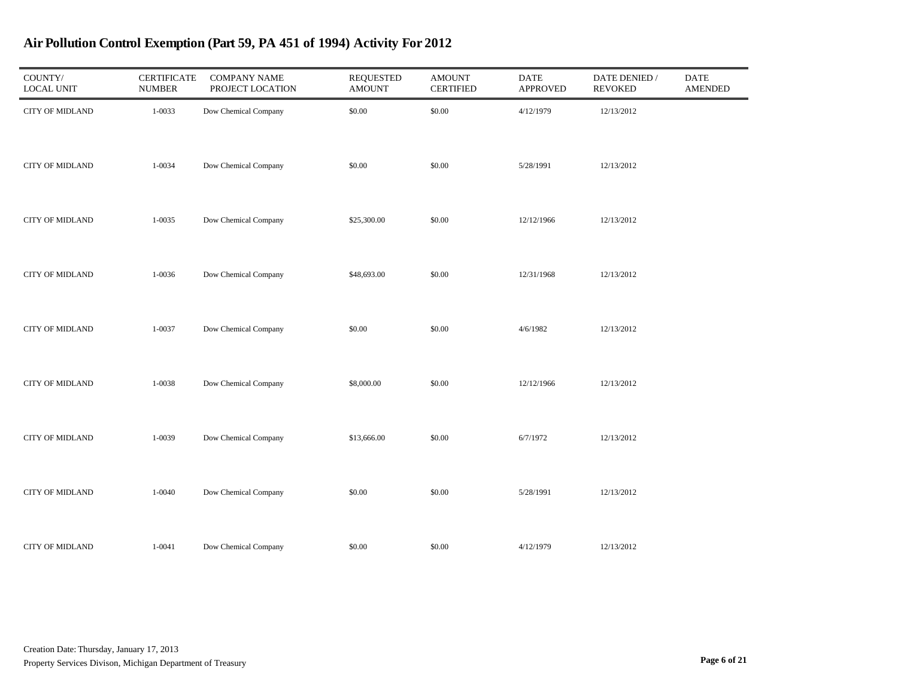# Air Pollution Control Exemption (Part 59, PA 451 of 1994) Activity For 2012

| COUNTY/ LOCAL UNIT | CERTIFICATE NUMBER | COMPANY NAME PROJECT LOCATION | REQUESTED AMOUNT | AMOUNT CERTIFIED | DATE APPROVED | DATE DENIED / REVOKED | DATE AMENDED |
|---|---|---|---|---|---|---|---|
| CITY OF MIDLAND | 1-0033 | Dow Chemical Company | $0.00 | $0.00 | 4/12/1979 | 12/13/2012 | |
| CITY OF MIDLAND | 1-0034 | Dow Chemical Company | $0.00 | $0.00 | 5/28/1991 | 12/13/2012 | |
| CITY OF MIDLAND | 1-0035 | Dow Chemical Company | $25,300.00 | $0.00 | 12/12/1966 | 12/13/2012 | |
| CITY OF MIDLAND | 1-0036 | Dow Chemical Company | $48,693.00 | $0.00 | 12/31/1968 | 12/13/2012 | |
| CITY OF MIDLAND | 1-0037 | Dow Chemical Company | $0.00 | $0.00 | 4/6/1982 | 12/13/2012 | |
| CITY OF MIDLAND | 1-0038 | Dow Chemical Company | $8,000.00 | $0.00 | 12/12/1966 | 12/13/2012 | |
| CITY OF MIDLAND | 1-0039 | Dow Chemical Company | $13,666.00 | $0.00 | 6/7/1972 | 12/13/2012 | |
| CITY OF MIDLAND | 1-0040 | Dow Chemical Company | $0.00 | $0.00 | 5/28/1991 | 12/13/2012 | |
| CITY OF MIDLAND | 1-0041 | Dow Chemical Company | $0.00 | $0.00 | 4/12/1979 | 12/13/2012 | |

Creation Date: Thursday, January 17, 2013

Property Services Divison, Michigan Department of Treasury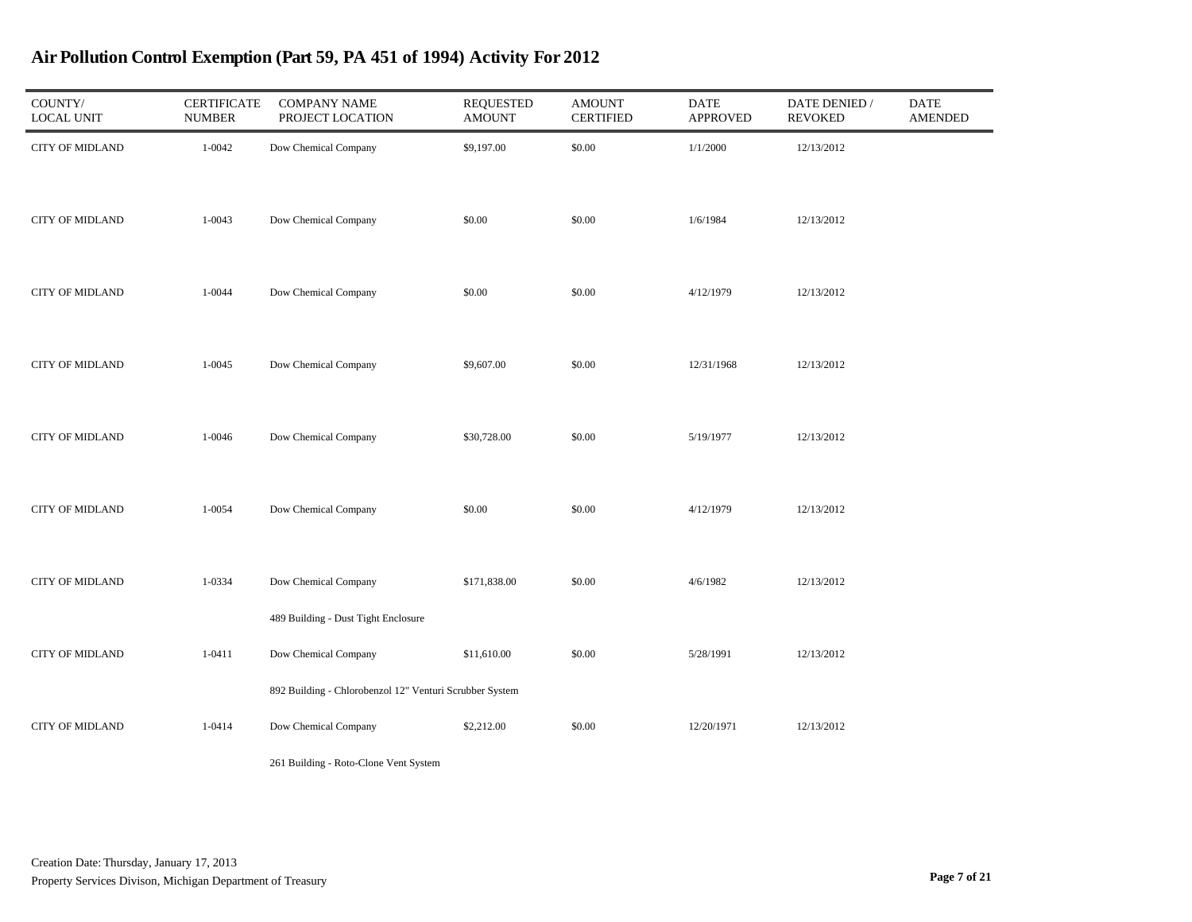# Air Pollution Control Exemption (Part 59, PA 451 of 1994) Activity For 2012

| COUNTY/ LOCAL UNIT | CERTIFICATE NUMBER | COMPANY NAME PROJECT LOCATION | REQUESTED AMOUNT | AMOUNT CERTIFIED | DATE APPROVED | DATE DENIED / REVOKED | DATE AMENDED |
|---|---|---|---|---|---|---|---|
| CITY OF MIDLAND | 1-0042 | Dow Chemical Company | $9,197.00 | $0.00 | 1/1/2000 | 12/13/2012 | |
| CITY OF MIDLAND | 1-0043 | Dow Chemical Company | $0.00 | $0.00 | 1/6/1984 | 12/13/2012 | |
| CITY OF MIDLAND | 1-0044 | Dow Chemical Company | $0.00 | $0.00 | 4/12/1979 | 12/13/2012 | |
| CITY OF MIDLAND | 1-0045 | Dow Chemical Company | $9,607.00 | $0.00 | 12/31/1968 | 12/13/2012 | |
| CITY OF MIDLAND | 1-0046 | Dow Chemical Company | $30,728.00 | $0.00 | 5/19/1977 | 12/13/2012 | |
| CITY OF MIDLAND | 1-0054 | Dow Chemical Company | $0.00 | $0.00 | 4/12/1979 | 12/13/2012 | |
| CITY OF MIDLAND | 1-0334 | Dow Chemical Company<br>489 Building - Dust Tight Enclosure | $171,838.00 | $0.00 | 4/6/1982 | 12/13/2012 | |
| CITY OF MIDLAND | 1-0411 | Dow Chemical Company<br>892 Building - Chlorobenzol 12" Venturi Scrubber System | $11,610.00 | $0.00 | 5/28/1991 | 12/13/2012 | |
| CITY OF MIDLAND | 1-0414 | Dow Chemical Company<br>261 Building - Roto-Clone Vent System | $2,212.00 | $0.00 | 12/20/1971 | 12/13/2012 | |

Creation Date: Thursday, January 17, 2013
Property Services Divison, Michigan Department of Treasury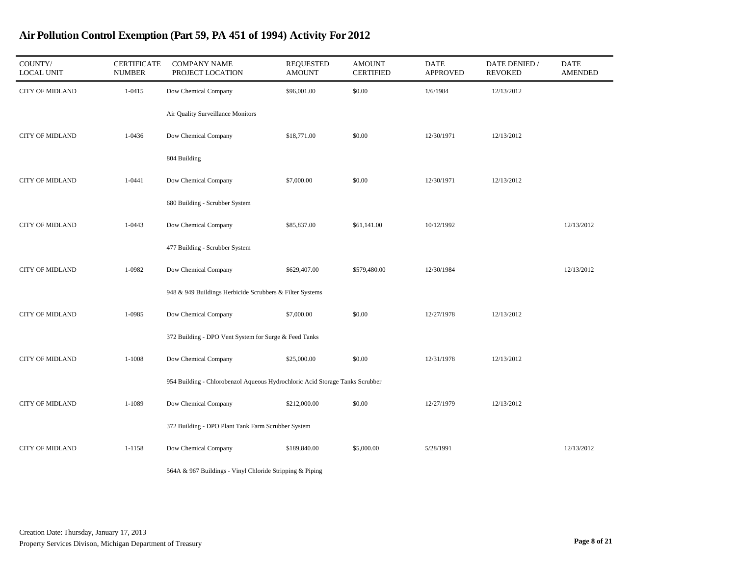# Air Pollution Control Exemption (Part 59, PA 451 of 1994) Activity For 2012

| COUNTY/ LOCAL UNIT | CERTIFICATE NUMBER | COMPANY NAME PROJECT LOCATION | REQUESTED AMOUNT | AMOUNT CERTIFIED | DATE APPROVED | DATE DENIED / REVOKED | DATE AMENDED |
|---|---|---|---|---|---|---|---|
| CITY OF MIDLAND | 1-0415 | Dow Chemical Company<br>Air Quality Surveillance Monitors | $96,001.00 | $0.00 | 1/6/1984 | 12/13/2012 | |
| CITY OF MIDLAND | 1-0436 | Dow Chemical Company<br>804 Building | $18,771.00 | $0.00 | 12/30/1971 | 12/13/2012 | |
| CITY OF MIDLAND | 1-0441 | Dow Chemical Company<br>680 Building - Scrubber System | $7,000.00 | $0.00 | 12/30/1971 | 12/13/2012 | |
| CITY OF MIDLAND | 1-0443 | Dow Chemical Company<br>477 Building - Scrubber System | $85,837.00 | $61,141.00 | 10/12/1992 | | 12/13/2012 |
| CITY OF MIDLAND | 1-0982 | Dow Chemical Company<br>948 & 949 Buildings Herbicide Scrubbers & Filter Systems | $629,407.00 | $579,480.00 | 12/30/1984 | | 12/13/2012 |
| CITY OF MIDLAND | 1-0985 | Dow Chemical Company<br>372 Building - DPO Vent System for Surge & Feed Tanks | $7,000.00 | $0.00 | 12/27/1978 | 12/13/2012 | |
| CITY OF MIDLAND | 1-1008 | Dow Chemical Company<br>954 Building - Chlorobenzol Aqueous Hydrochloric Acid Storage Tanks Scrubber | $25,000.00 | $0.00 | 12/31/1978 | 12/13/2012 | |
| CITY OF MIDLAND | 1-1089 | Dow Chemical Company<br>372 Building - DPO Plant Tank Farm Scrubber System | $212,000.00 | $0.00 | 12/27/1979 | 12/13/2012 | |
| CITY OF MIDLAND | 1-1158 | Dow Chemical Company<br>564A & 967 Buildings - Vinyl Chloride Stripping & Piping | $189,840.00 | $5,000.00 | 5/28/1991 | | 12/13/2012 |

Creation Date: Thursday, January 17, 2013

Property Services Divison, Michigan Department of Treasury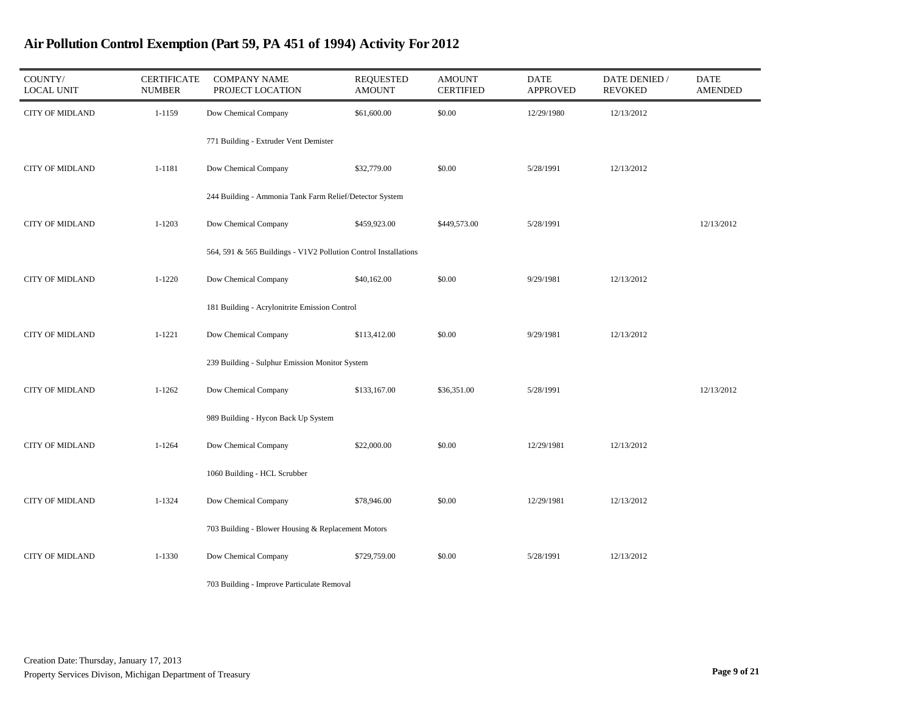# Air Pollution Control Exemption (Part 59, PA 451 of 1994) Activity For 2012

| COUNTY/ LOCAL UNIT | CERTIFICATE NUMBER | COMPANY NAME PROJECT LOCATION | REQUESTED AMOUNT | AMOUNT CERTIFIED | DATE APPROVED | DATE DENIED / REVOKED | DATE AMENDED |
|---|---|---|---|---|---|---|---|
| CITY OF MIDLAND | 1-1159 | Dow Chemical Company<br>771 Building - Extruder Vent Demister | $61,600.00 | $0.00 | 12/29/1980 | 12/13/2012 | |
| CITY OF MIDLAND | 1-1181 | Dow Chemical Company<br>244 Building - Ammonia Tank Farm Relief/Detector System | $32,779.00 | $0.00 | 5/28/1991 | 12/13/2012 | |
| CITY OF MIDLAND | 1-1203 | Dow Chemical Company<br>564, 591 & 565 Buildings - V1V2 Pollution Control Installations | $459,923.00 | $449,573.00 | 5/28/1991 | | 12/13/2012 |
| CITY OF MIDLAND | 1-1220 | Dow Chemical Company<br>181 Building - Acrylonitrite Emission Control | $40,162.00 | $0.00 | 9/29/1981 | 12/13/2012 | |
| CITY OF MIDLAND | 1-1221 | Dow Chemical Company<br>239 Building - Sulphur Emission Monitor System | $113,412.00 | $0.00 | 9/29/1981 | 12/13/2012 | |
| CITY OF MIDLAND | 1-1262 | Dow Chemical Company<br>989 Building - Hycon Back Up System | $133,167.00 | $36,351.00 | 5/28/1991 | | 12/13/2012 |
| CITY OF MIDLAND | 1-1264 | Dow Chemical Company<br>1060 Building - HCL Scrubber | $22,000.00 | $0.00 | 12/29/1981 | 12/13/2012 | |
| CITY OF MIDLAND | 1-1324 | Dow Chemical Company<br>703 Building - Blower Housing & Replacement Motors | $78,946.00 | $0.00 | 12/29/1981 | 12/13/2012 | |
| CITY OF MIDLAND | 1-1330 | Dow Chemical Company<br>703 Building - Improve Particulate Removal | $729,759.00 | $0.00 | 5/28/1991 | 12/13/2012 | |

Creation Date: Thursday, January 17, 2013
Property Services Divison, Michigan Department of Treasury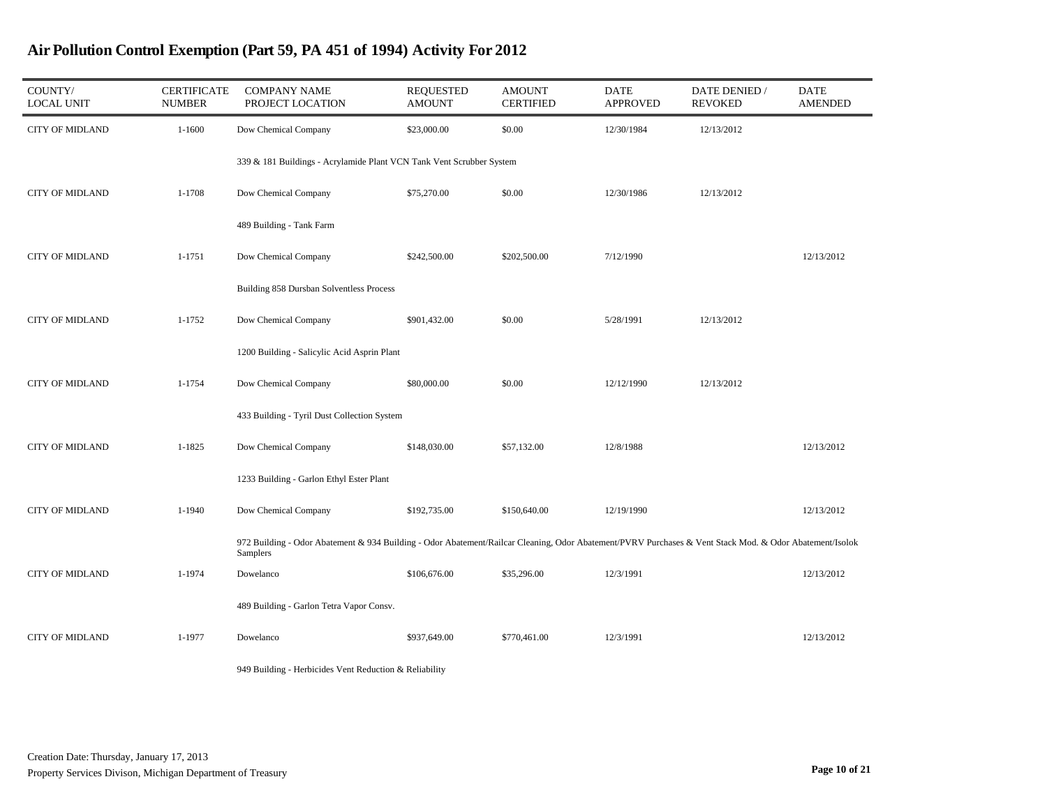# Air Pollution Control Exemption (Part 59, PA 451 of 1994) Activity For 2012

| COUNTY/ LOCAL UNIT | CERTIFICATE NUMBER | COMPANY NAME PROJECT LOCATION | REQUESTED AMOUNT | AMOUNT CERTIFIED | DATE APPROVED | DATE DENIED / REVOKED | DATE AMENDED |
|---|---|---|---|---|---|---|---|
| CITY OF MIDLAND | 1-1600 | Dow Chemical Company | $23,000.00 | $0.00 | 12/30/1984 | 12/13/2012 | |
| | | 339 & 181 Buildings - Acrylamide Plant VCN Tank Vent Scrubber System | | | | | |
| CITY OF MIDLAND | 1-1708 | Dow Chemical Company | $75,270.00 | $0.00 | 12/30/1986 | 12/13/2012 | |
| | | 489 Building - Tank Farm | | | | | |
| CITY OF MIDLAND | 1-1751 | Dow Chemical Company | $242,500.00 | $202,500.00 | 7/12/1990 | | 12/13/2012 |
| | | Building 858 Dursban Solventless Process | | | | | |
| CITY OF MIDLAND | 1-1752 | Dow Chemical Company | $901,432.00 | $0.00 | 5/28/1991 | 12/13/2012 | |
| | | 1200 Building - Salicylic Acid Asprin Plant | | | | | |
| CITY OF MIDLAND | 1-1754 | Dow Chemical Company | $80,000.00 | $0.00 | 12/12/1990 | 12/13/2012 | |
| | | 433 Building - Tyril Dust Collection System | | | | | |
| CITY OF MIDLAND | 1-1825 | Dow Chemical Company | $148,030.00 | $57,132.00 | 12/8/1988 | | 12/13/2012 |
| | | 1233 Building - Garlon Ethyl Ester Plant | | | | | |
| CITY OF MIDLAND | 1-1940 | Dow Chemical Company | $192,735.00 | $150,640.00 | 12/19/1990 | | 12/13/2012 |
| | | 972 Building - Odor Abatement & 934 Building - Odor Abatement/Railcar Cleaning, Odor Abatement/PVRV Purchases & Vent Stack Mod. & Odor Abatement/Isolok Samplers | | | | | |
| CITY OF MIDLAND | 1-1974 | Dowelanco | $106,676.00 | $35,296.00 | 12/3/1991 | | 12/13/2012 |
| | | 489 Building - Garlon Tetra Vapor Consv. | | | | | |
| CITY OF MIDLAND | 1-1977 | Dowelanco | $937,649.00 | $770,461.00 | 12/3/1991 | | 12/13/2012 |
| | | 949 Building - Herbicides Vent Reduction & Reliability | | | | | |

Creation Date: Thursday, January 17, 2013

Property Services Divison, Michigan Department of Treasury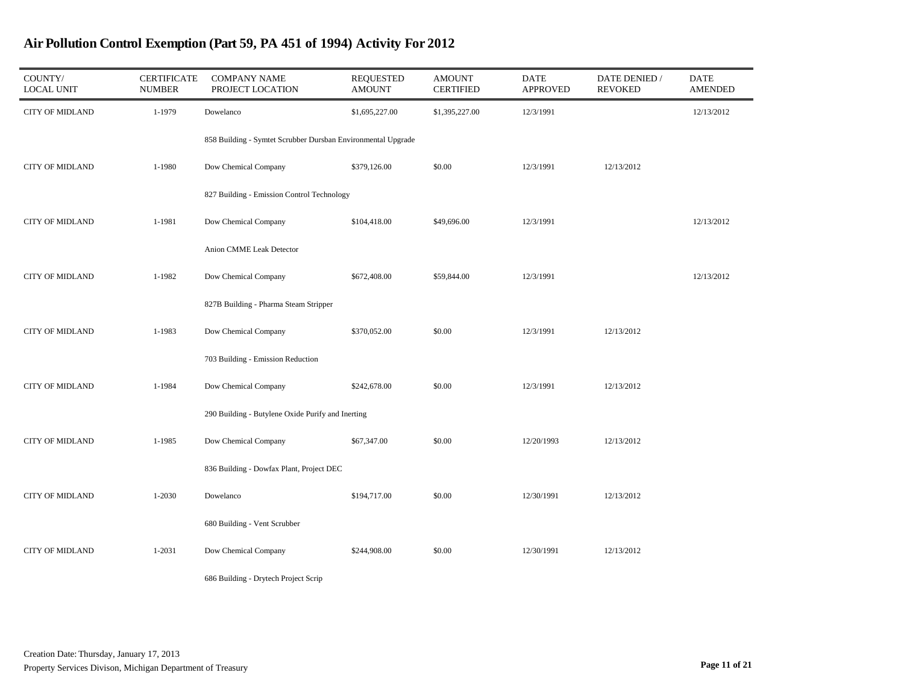# Air Pollution Control Exemption (Part 59, PA 451 of 1994) Activity For 2012

| COUNTY/ LOCAL UNIT | CERTIFICATE NUMBER | COMPANY NAME PROJECT LOCATION | REQUESTED AMOUNT | AMOUNT CERTIFIED | DATE APPROVED | DATE DENIED / REVOKED | DATE AMENDED |
|---|---|---|---|---|---|---|---|
| CITY OF MIDLAND | 1-1979 | Dowelanco | $1,695,227.00 | $1,395,227.00 | 12/3/1991 | | 12/13/2012 |
| | | 858 Building - Symtet Scrubber Dursban Environmental Upgrade | | | | | |
| CITY OF MIDLAND | 1-1980 | Dow Chemical Company | $379,126.00 | $0.00 | 12/3/1991 | 12/13/2012 | |
| | | 827 Building - Emission Control Technology | | | | | |
| CITY OF MIDLAND | 1-1981 | Dow Chemical Company | $104,418.00 | $49,696.00 | 12/3/1991 | | 12/13/2012 |
| | | Anion CMME Leak Detector | | | | | |
| CITY OF MIDLAND | 1-1982 | Dow Chemical Company | $672,408.00 | $59,844.00 | 12/3/1991 | | 12/13/2012 |
| | | 827B Building - Pharma Steam Stripper | | | | | |
| CITY OF MIDLAND | 1-1983 | Dow Chemical Company | $370,052.00 | $0.00 | 12/3/1991 | 12/13/2012 | |
| | | 703 Building - Emission Reduction | | | | | |
| CITY OF MIDLAND | 1-1984 | Dow Chemical Company | $242,678.00 | $0.00 | 12/3/1991 | 12/13/2012 | |
| | | 290 Building - Butylene Oxide Purify and Inerting | | | | | |
| CITY OF MIDLAND | 1-1985 | Dow Chemical Company | $67,347.00 | $0.00 | 12/20/1993 | 12/13/2012 | |
| | | 836 Building - Dowfax Plant, Project DEC | | | | | |
| CITY OF MIDLAND | 1-2030 | Dowelanco | $194,717.00 | $0.00 | 12/30/1991 | 12/13/2012 | |
| | | 680 Building - Vent Scrubber | | | | | |
| CITY OF MIDLAND | 1-2031 | Dow Chemical Company | $244,908.00 | $0.00 | 12/30/1991 | 12/13/2012 | |
| | | 686 Building - Drytech Project Scrip | | | | | |

Creation Date: Thursday, January 17, 2013

Property Services Divison, Michigan Department of Treasury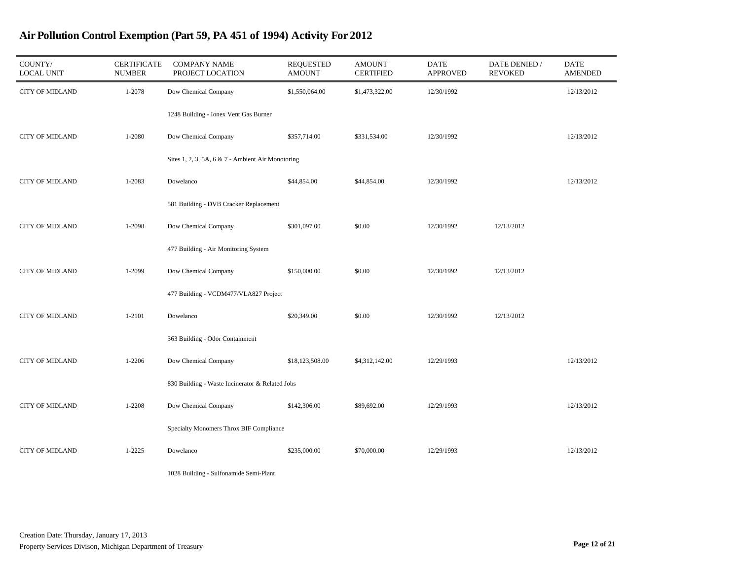# Air Pollution Control Exemption (Part 59, PA 451 of 1994) Activity For 2012

| COUNTY/ LOCAL UNIT | CERTIFICATE NUMBER | COMPANY NAME PROJECT LOCATION | REQUESTED AMOUNT | AMOUNT CERTIFIED | DATE APPROVED | DATE DENIED / REVOKED | DATE AMENDED |
|---|---|---|---|---|---|---|---|
| CITY OF MIDLAND | 1-2078 | Dow Chemical Company<br>1248 Building - Ionex Vent Gas Burner | $1,550,064.00 | $1,473,322.00 | 12/30/1992 | | 12/13/2012 |
| CITY OF MIDLAND | 1-2080 | Dow Chemical Company<br>Sites 1, 2, 3, 5A, 6 & 7 - Ambient Air Monotoring | $357,714.00 | $331,534.00 | 12/30/1992 | | 12/13/2012 |
| CITY OF MIDLAND | 1-2083 | Dowelanco<br>581 Building - DVB Cracker Replacement | $44,854.00 | $44,854.00 | 12/30/1992 | | 12/13/2012 |
| CITY OF MIDLAND | 1-2098 | Dow Chemical Company<br>477 Building - Air Monitoring System | $301,097.00 | $0.00 | 12/30/1992 | 12/13/2012 | |
| CITY OF MIDLAND | 1-2099 | Dow Chemical Company<br>477 Building - VCDM477/VLA827 Project | $150,000.00 | $0.00 | 12/30/1992 | 12/13/2012 | |
| CITY OF MIDLAND | 1-2101 | Dowelanco<br>363 Building - Odor Containment | $20,349.00 | $0.00 | 12/30/1992 | 12/13/2012 | |
| CITY OF MIDLAND | 1-2206 | Dow Chemical Company<br>830 Building - Waste Incinerator & Related Jobs | $18,123,508.00 | $4,312,142.00 | 12/29/1993 | | 12/13/2012 |
| CITY OF MIDLAND | 1-2208 | Dow Chemical Company<br>Specialty Monomers Throx BIF Compliance | $142,306.00 | $89,692.00 | 12/29/1993 | | 12/13/2012 |
| CITY OF MIDLAND | 1-2225 | Dowelanco<br>1028 Building - Sulfonamide Semi-Plant | $235,000.00 | $70,000.00 | 12/29/1993 | | 12/13/2012 |

Creation Date: Thursday, January 17, 2013
Property Services Divison, Michigan Department of Treasury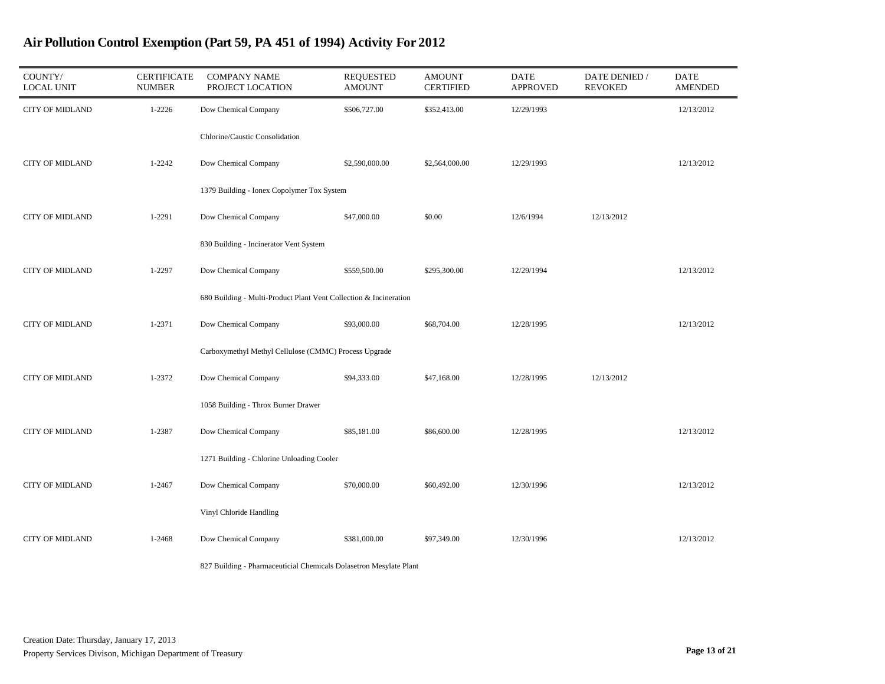# Air Pollution Control Exemption (Part 59, PA 451 of 1994) Activity For 2012

| COUNTY/ LOCAL UNIT | CERTIFICATE NUMBER | COMPANY NAME PROJECT LOCATION | REQUESTED AMOUNT | AMOUNT CERTIFIED | DATE APPROVED | DATE DENIED / REVOKED | DATE AMENDED |
|---|---|---|---|---|---|---|---|
| CITY OF MIDLAND | 1-2226 | Dow Chemical Company<br>Chlorine/Caustic Consolidation | $506,727.00 | $352,413.00 | 12/29/1993 | | 12/13/2012 |
| CITY OF MIDLAND | 1-2242 | Dow Chemical Company<br>1379 Building - Ionex Copolymer Tox System | $2,590,000.00 | $2,564,000.00 | 12/29/1993 | | 12/13/2012 |
| CITY OF MIDLAND | 1-2291 | Dow Chemical Company<br>830 Building - Incinerator Vent System | $47,000.00 | $0.00 | 12/6/1994 | 12/13/2012 | |
| CITY OF MIDLAND | 1-2297 | Dow Chemical Company<br>680 Building - Multi-Product Plant Vent Collection & Incineration | $559,500.00 | $295,300.00 | 12/29/1994 | | 12/13/2012 |
| CITY OF MIDLAND | 1-2371 | Dow Chemical Company<br>Carboxymethyl Methyl Cellulose (CMMC) Process Upgrade | $93,000.00 | $68,704.00 | 12/28/1995 | | 12/13/2012 |
| CITY OF MIDLAND | 1-2372 | Dow Chemical Company<br>1058 Building - Throx Burner Drawer | $94,333.00 | $47,168.00 | 12/28/1995 | 12/13/2012 | |
| CITY OF MIDLAND | 1-2387 | Dow Chemical Company<br>1271 Building - Chlorine Unloading Cooler | $85,181.00 | $86,600.00 | 12/28/1995 | | 12/13/2012 |
| CITY OF MIDLAND | 1-2467 | Dow Chemical Company<br>Vinyl Chloride Handling | $70,000.00 | $60,492.00 | 12/30/1996 | | 12/13/2012 |
| CITY OF MIDLAND | 1-2468 | Dow Chemical Company<br>827 Building - Pharmaceuticial Chemicals Dolasetron Mesylate Plant | $381,000.00 | $97,349.00 | 12/30/1996 | | 12/13/2012 |

Creation Date: Thursday, January 17, 2013
Property Services Divison, Michigan Department of Treasury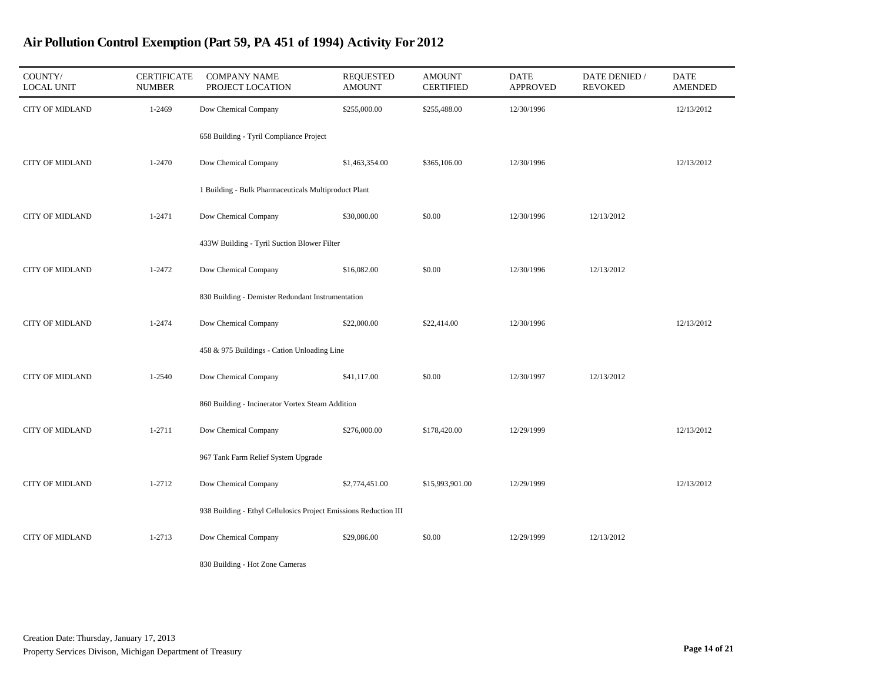# Air Pollution Control Exemption (Part 59, PA 451 of 1994) Activity For 2012

| COUNTY/ LOCAL UNIT | CERTIFICATE NUMBER | COMPANY NAME PROJECT LOCATION | REQUESTED AMOUNT | AMOUNT CERTIFIED | DATE APPROVED | DATE DENIED / REVOKED | DATE AMENDED |
|---|---|---|---|---|---|---|---|
| CITY OF MIDLAND | 1-2469 | Dow Chemical Company<br>658 Building - Tyril Compliance Project | $255,000.00 | $255,488.00 | 12/30/1996 | | 12/13/2012 |
| CITY OF MIDLAND | 1-2470 | Dow Chemical Company<br>1 Building - Bulk Pharmaceuticals Multiproduct Plant | $1,463,354.00 | $365,106.00 | 12/30/1996 | | 12/13/2012 |
| CITY OF MIDLAND | 1-2471 | Dow Chemical Company<br>433W Building - Tyril Suction Blower Filter | $30,000.00 | $0.00 | 12/30/1996 | 12/13/2012 | |
| CITY OF MIDLAND | 1-2472 | Dow Chemical Company<br>830 Building - Demister Redundant Instrumentation | $16,082.00 | $0.00 | 12/30/1996 | 12/13/2012 | |
| CITY OF MIDLAND | 1-2474 | Dow Chemical Company<br>458 & 975 Buildings - Cation Unloading Line | $22,000.00 | $22,414.00 | 12/30/1996 | | 12/13/2012 |
| CITY OF MIDLAND | 1-2540 | Dow Chemical Company<br>860 Building - Incinerator Vortex Steam Addition | $41,117.00 | $0.00 | 12/30/1997 | 12/13/2012 | |
| CITY OF MIDLAND | 1-2711 | Dow Chemical Company<br>967 Tank Farm Relief System Upgrade | $276,000.00 | $178,420.00 | 12/29/1999 | | 12/13/2012 |
| CITY OF MIDLAND | 1-2712 | Dow Chemical Company<br>938 Building - Ethyl Cellulosics Project Emissions Reduction III | $2,774,451.00 | $15,993,901.00 | 12/29/1999 | | 12/13/2012 |
| CITY OF MIDLAND | 1-2713 | Dow Chemical Company<br>830 Building - Hot Zone Cameras | $29,086.00 | $0.00 | 12/29/1999 | 12/13/2012 | |

Creation Date: Thursday, January 17, 2013
Property Services Divison, Michigan Department of Treasury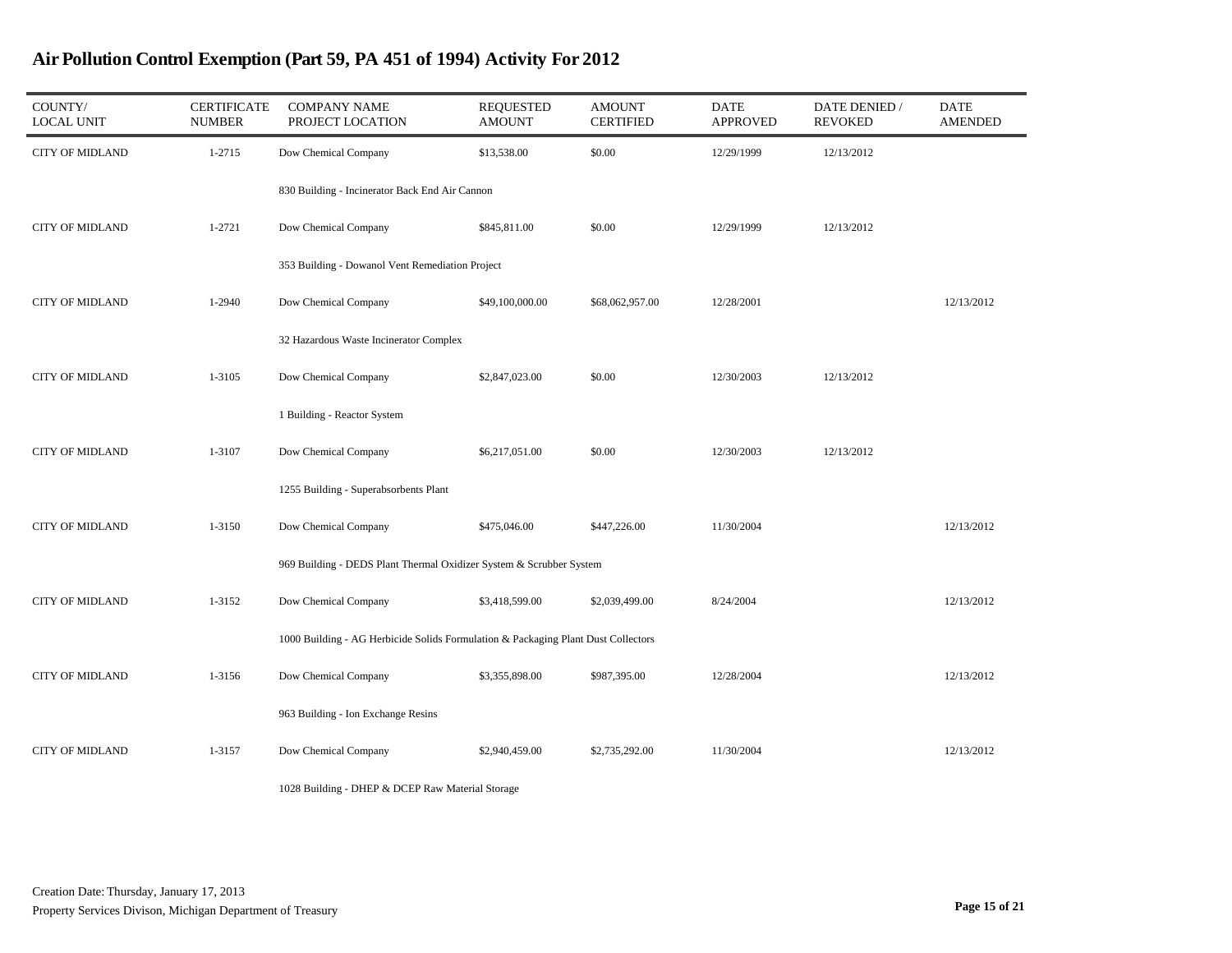# Air Pollution Control Exemption (Part 59, PA 451 of 1994) Activity For 2012

| COUNTY/ LOCAL UNIT | CERTIFICATE NUMBER | COMPANY NAME PROJECT LOCATION | REQUESTED AMOUNT | AMOUNT CERTIFIED | DATE APPROVED | DATE DENIED / REVOKED | DATE AMENDED |
|---|---|---|---|---|---|---|---|
| CITY OF MIDLAND | 1-2715 | Dow Chemical Company | $13,538.00 | $0.00 | 12/29/1999 | 12/13/2012 | |
| | | 830 Building - Incinerator Back End Air Cannon | | | | | |
| CITY OF MIDLAND | 1-2721 | Dow Chemical Company | $845,811.00 | $0.00 | 12/29/1999 | 12/13/2012 | |
| | | 353 Building - Dowanol Vent Remediation Project | | | | | |
| CITY OF MIDLAND | 1-2940 | Dow Chemical Company | $49,100,000.00 | $68,062,957.00 | 12/28/2001 | | 12/13/2012 |
| | | 32 Hazardous Waste Incinerator Complex | | | | | |
| CITY OF MIDLAND | 1-3105 | Dow Chemical Company | $2,847,023.00 | $0.00 | 12/30/2003 | 12/13/2012 | |
| | | 1 Building - Reactor System | | | | | |
| CITY OF MIDLAND | 1-3107 | Dow Chemical Company | $6,217,051.00 | $0.00 | 12/30/2003 | 12/13/2012 | |
| | | 1255 Building - Superabsorbents Plant | | | | | |
| CITY OF MIDLAND | 1-3150 | Dow Chemical Company | $475,046.00 | $447,226.00 | 11/30/2004 | | 12/13/2012 |
| | | 969 Building - DEDS Plant Thermal Oxidizer System & Scrubber System | | | | | |
| CITY OF MIDLAND | 1-3152 | Dow Chemical Company | $3,418,599.00 | $2,039,499.00 | 8/24/2004 | | 12/13/2012 |
| | | 1000 Building - AG Herbicide Solids Formulation & Packaging Plant Dust Collectors | | | | | |
| CITY OF MIDLAND | 1-3156 | Dow Chemical Company | $3,355,898.00 | $987,395.00 | 12/28/2004 | | 12/13/2012 |
| | | 963 Building - Ion Exchange Resins | | | | | |
| CITY OF MIDLAND | 1-3157 | Dow Chemical Company | $2,940,459.00 | $2,735,292.00 | 11/30/2004 | | 12/13/2012 |
| | | 1028 Building - DHEP & DCEP Raw Material Storage | | | | | |

Creation Date: Thursday, January 17, 2013

Property Services Divison, Michigan Department of Treasury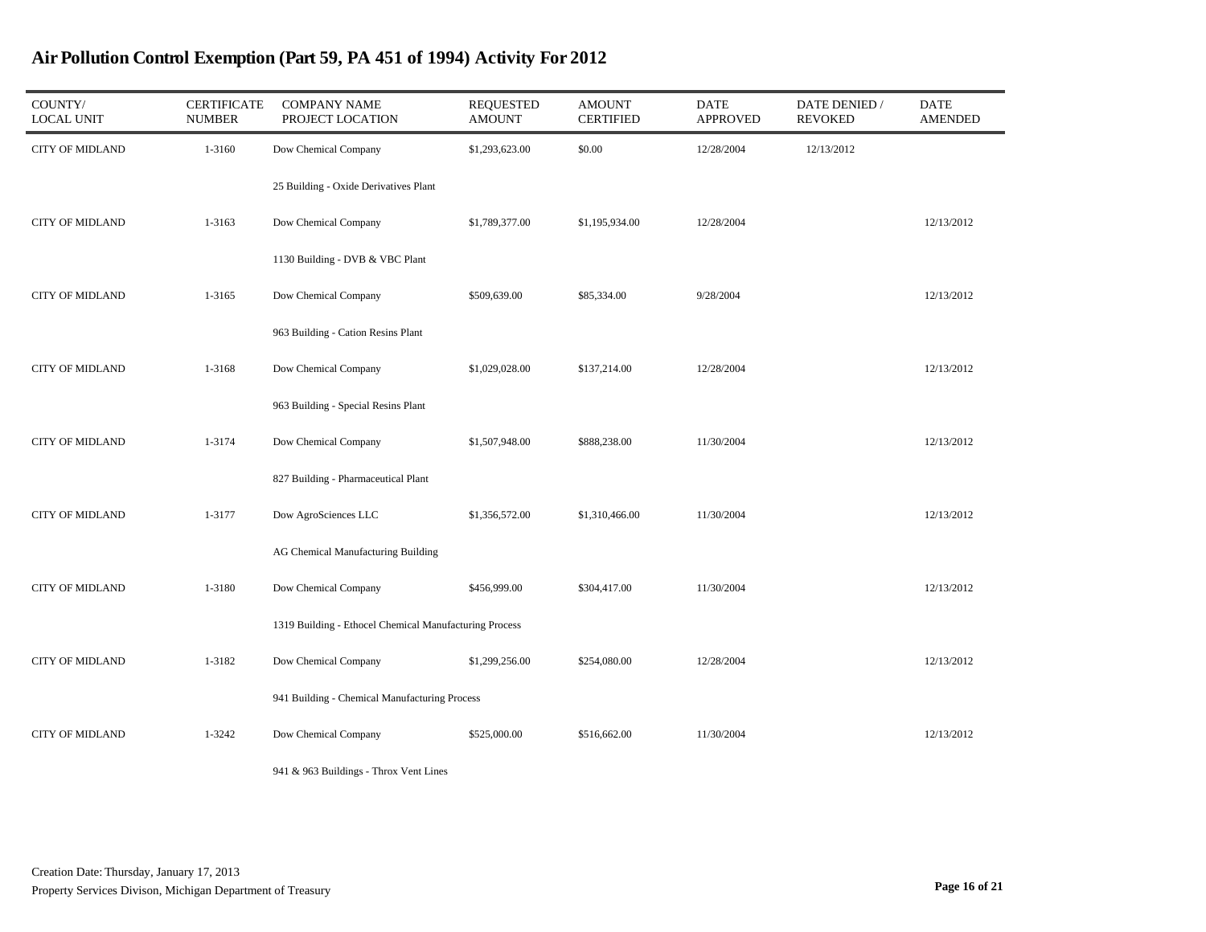# Air Pollution Control Exemption (Part 59, PA 451 of 1994) Activity For 2012

| COUNTY/ LOCAL UNIT | CERTIFICATE NUMBER | COMPANY NAME PROJECT LOCATION | REQUESTED AMOUNT | AMOUNT CERTIFIED | DATE APPROVED | DATE DENIED / REVOKED | DATE AMENDED |
|---|---|---|---|---|---|---|---|
| CITY OF MIDLAND | 1-3160 | Dow Chemical Company<br>25 Building - Oxide Derivatives Plant | $1,293,623.00 | $0.00 | 12/28/2004 | 12/13/2012 | |
| CITY OF MIDLAND | 1-3163 | Dow Chemical Company<br>1130 Building - DVB & VBC Plant | $1,789,377.00 | $1,195,934.00 | 12/28/2004 | | 12/13/2012 |
| CITY OF MIDLAND | 1-3165 | Dow Chemical Company<br>963 Building - Cation Resins Plant | $509,639.00 | $85,334.00 | 9/28/2004 | | 12/13/2012 |
| CITY OF MIDLAND | 1-3168 | Dow Chemical Company<br>963 Building - Special Resins Plant | $1,029,028.00 | $137,214.00 | 12/28/2004 | | 12/13/2012 |
| CITY OF MIDLAND | 1-3174 | Dow Chemical Company<br>827 Building - Pharmaceutical Plant | $1,507,948.00 | $888,238.00 | 11/30/2004 | | 12/13/2012 |
| CITY OF MIDLAND | 1-3177 | Dow AgroSciences LLC<br>AG Chemical Manufacturing Building | $1,356,572.00 | $1,310,466.00 | 11/30/2004 | | 12/13/2012 |
| CITY OF MIDLAND | 1-3180 | Dow Chemical Company<br>1319 Building - Ethocel Chemical Manufacturing Process | $456,999.00 | $304,417.00 | 11/30/2004 | | 12/13/2012 |
| CITY OF MIDLAND | 1-3182 | Dow Chemical Company<br>941 Building - Chemical Manufacturing Process | $1,299,256.00 | $254,080.00 | 12/28/2004 | | 12/13/2012 |
| CITY OF MIDLAND | 1-3242 | Dow Chemical Company<br>941 & 963 Buildings - Throx Vent Lines | $525,000.00 | $516,662.00 | 11/30/2004 | | 12/13/2012 |

Creation Date: Thursday, January 17, 2013
Property Services Divison, Michigan Department of Treasury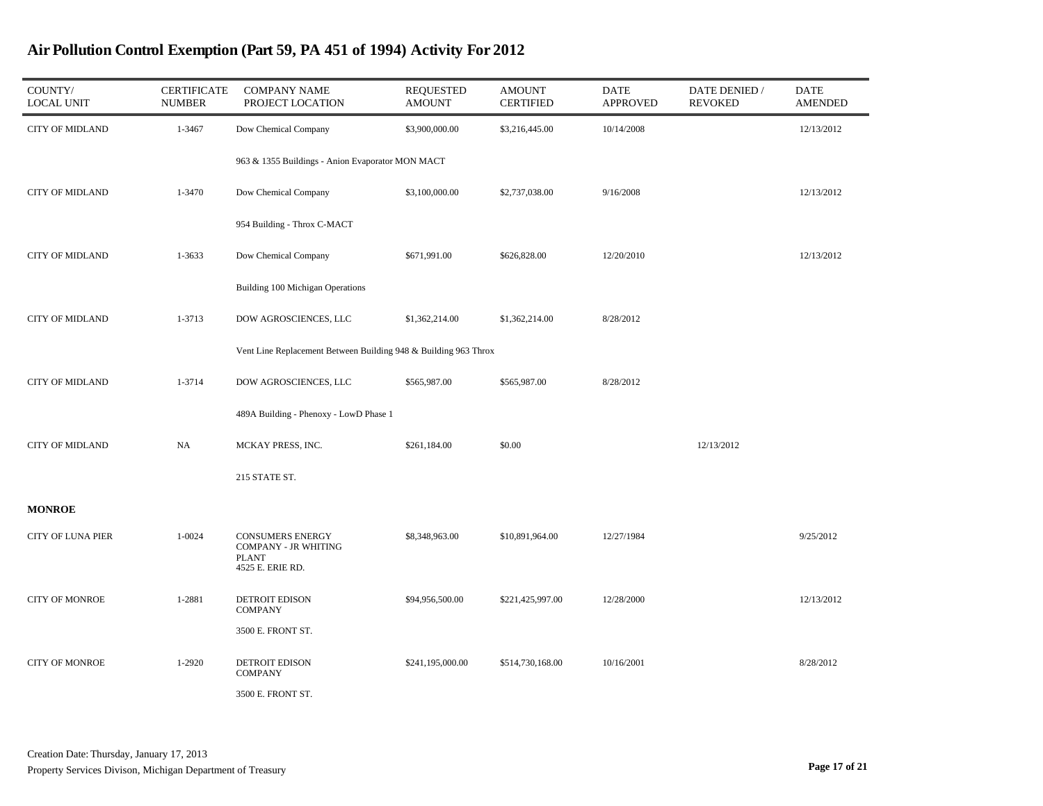# Air Pollution Control Exemption (Part 59, PA 451 of 1994) Activity For 2012

| COUNTY/ LOCAL UNIT | CERTIFICATE NUMBER | COMPANY NAME PROJECT LOCATION | REQUESTED AMOUNT | AMOUNT CERTIFIED | DATE APPROVED | DATE DENIED / REVOKED | DATE AMENDED |
|---|---|---|---|---|---|---|---|
| CITY OF MIDLAND | 1-3467 | Dow Chemical Company<br>963 & 1355 Buildings - Anion Evaporator MON MACT | $3,900,000.00 | $3,216,445.00 | 10/14/2008 | | 12/13/2012 |
| CITY OF MIDLAND | 1-3470 | Dow Chemical Company<br>954 Building - Throx C-MACT | $3,100,000.00 | $2,737,038.00 | 9/16/2008 | | 12/13/2012 |
| CITY OF MIDLAND | 1-3633 | Dow Chemical Company<br>Building 100 Michigan Operations | $671,991.00 | $626,828.00 | 12/20/2010 | | 12/13/2012 |
| CITY OF MIDLAND | 1-3713 | DOW AGROSCIENCES, LLC<br>Vent Line Replacement Between Building 948 & Building 963 Throx | $1,362,214.00 | $1,362,214.00 | 8/28/2012 | | |
| CITY OF MIDLAND | 1-3714 | DOW AGROSCIENCES, LLC<br>489A Building - Phenoxy - LowD Phase 1 | $565,987.00 | $565,987.00 | 8/28/2012 | | |
| CITY OF MIDLAND | NA | MCKAY PRESS, INC.<br>215 STATE ST. | $261,184.00 | $0.00 | | 12/13/2012 | |
| **MONROE** | | | | | | | |
| CITY OF LUNA PIER | 1-0024 | CONSUMERS ENERGY COMPANY - JR WHITING PLANT<br>4525 E. ERIE RD. | $8,348,963.00 | $10,891,964.00 | 12/27/1984 | | 9/25/2012 |
| CITY OF MONROE | 1-2881 | DETROIT EDISON COMPANY<br>3500 E. FRONT ST. | $94,956,500.00 | $221,425,997.00 | 12/28/2000 | | 12/13/2012 |
| CITY OF MONROE | 1-2920 | DETROIT EDISON COMPANY<br>3500 E. FRONT ST. | $241,195,000.00 | $514,730,168.00 | 10/16/2001 | | 8/28/2012 |

Creation Date: Thursday, January 17, 2013

Property Services Divison, Michigan Department of Treasury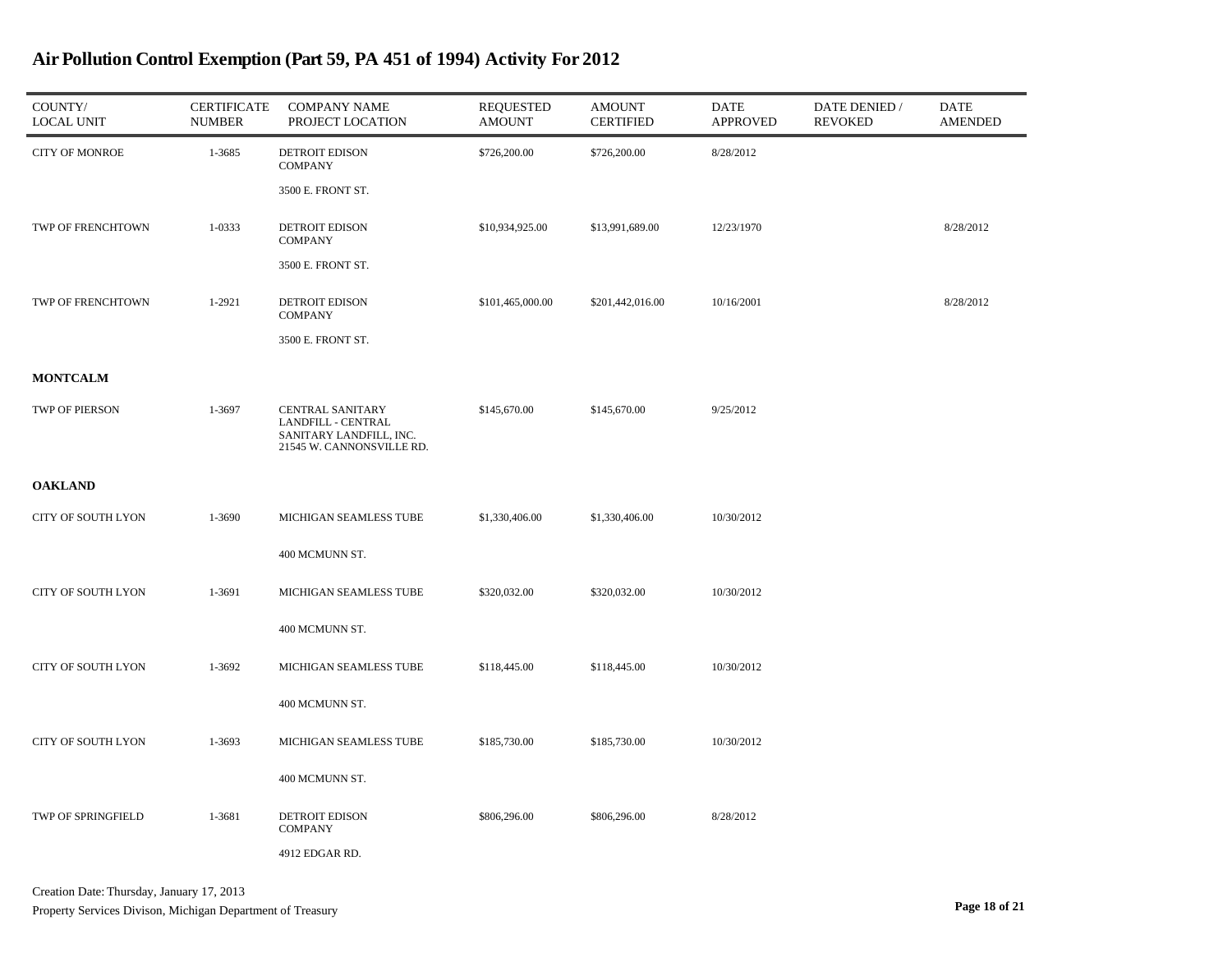# Air Pollution Control Exemption (Part 59, PA 451 of 1994) Activity For 2012

| COUNTY/ LOCAL UNIT | CERTIFICATE NUMBER | COMPANY NAME PROJECT LOCATION | REQUESTED AMOUNT | AMOUNT CERTIFIED | DATE APPROVED | DATE DENIED / REVOKED | DATE AMENDED |
|---|---|---|---|---|---|---|---|
| CITY OF MONROE | 1-3685 | DETROIT EDISON COMPANY<br>3500 E. FRONT ST. | $726,200.00 | $726,200.00 | 8/28/2012 | | |
| TWP OF FRENCHTOWN | 1-0333 | DETROIT EDISON COMPANY<br>3500 E. FRONT ST. | $10,934,925.00 | $13,991,689.00 | 12/23/1970 | | 8/28/2012 |
| TWP OF FRENCHTOWN | 1-2921 | DETROIT EDISON COMPANY<br>3500 E. FRONT ST. | $101,465,000.00 | $201,442,016.00 | 10/16/2001 | | 8/28/2012 |
| **MONTCALM** | | | | | | | |
| TWP OF PIERSON | 1-3697 | CENTRAL SANITARY LANDFILL - CENTRAL SANITARY LANDFILL, INC.<br>21545 W. CANNONSVILLE RD. | $145,670.00 | $145,670.00 | 9/25/2012 | | |
| **OAKLAND** | | | | | | | |
| CITY OF SOUTH LYON | 1-3690 | MICHIGAN SEAMLESS TUBE<br>400 MCMUNN ST. | $1,330,406.00 | $1,330,406.00 | 10/30/2012 | | |
| CITY OF SOUTH LYON | 1-3691 | MICHIGAN SEAMLESS TUBE<br>400 MCMUNN ST. | $320,032.00 | $320,032.00 | 10/30/2012 | | |
| CITY OF SOUTH LYON | 1-3692 | MICHIGAN SEAMLESS TUBE<br>400 MCMUNN ST. | $118,445.00 | $118,445.00 | 10/30/2012 | | |
| CITY OF SOUTH LYON | 1-3693 | MICHIGAN SEAMLESS TUBE<br>400 MCMUNN ST. | $185,730.00 | $185,730.00 | 10/30/2012 | | |
| TWP OF SPRINGFIELD | 1-3681 | DETROIT EDISON COMPANY<br>4912 EDGAR RD. | $806,296.00 | $806,296.00 | 8/28/2012 | | |

Creation Date: Thursday, January 17, 2013

Property Services Divison, Michigan Department of Treasury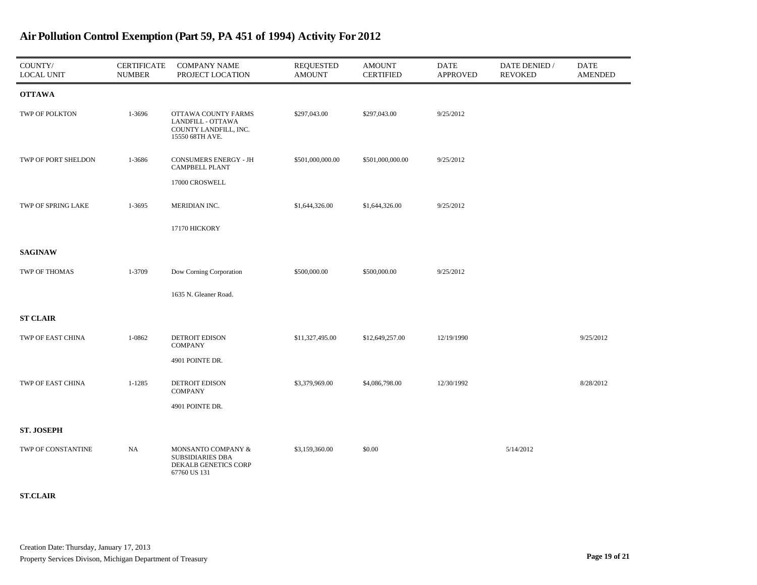# Air Pollution Control Exemption (Part 59, PA 451 of 1994) Activity For 2012

| COUNTY/ LOCAL UNIT | CERTIFICATE NUMBER | COMPANY NAME PROJECT LOCATION | REQUESTED AMOUNT | AMOUNT CERTIFIED | DATE APPROVED | DATE DENIED / REVOKED | DATE AMENDED |
|---|---|---|---|---|---|---|---|
| **OTTAWA** | | | | | | | |
| TWP OF POLKTON | 1-3696 | OTTAWA COUNTY FARMS LANDFILL - OTTAWA COUNTY LANDFILL, INC. 15550 68TH AVE. | $297,043.00 | $297,043.00 | 9/25/2012 | | |
| TWP OF PORT SHELDON | 1-3686 | CONSUMERS ENERGY - JH CAMPBELL PLANT 17000 CROSWELL | $501,000,000.00 | $501,000,000.00 | 9/25/2012 | | |
| TWP OF SPRING LAKE | 1-3695 | MERIDIAN INC. 17170 HICKORY | $1,644,326.00 | $1,644,326.00 | 9/25/2012 | | |
| **SAGINAW** | | | | | | | |
| TWP OF THOMAS | 1-3709 | Dow Corning Corporation 1635 N. Gleaner Road. | $500,000.00 | $500,000.00 | 9/25/2012 | | |
| **ST CLAIR** | | | | | | | |
| TWP OF EAST CHINA | 1-0862 | DETROIT EDISON COMPANY 4901 POINTE DR. | $11,327,495.00 | $12,649,257.00 | 12/19/1990 | | 9/25/2012 |
| TWP OF EAST CHINA | 1-1285 | DETROIT EDISON COMPANY 4901 POINTE DR. | $3,379,969.00 | $4,086,798.00 | 12/30/1992 | | 8/28/2012 |
| **ST. JOSEPH** | | | | | | | |
| TWP OF CONSTANTINE | NA | MONSANTO COMPANY & SUBSIDIARIES DBA DEKALB GENETICS CORP 67760 US 131 | $3,159,360.00 | $0.00 | | 5/14/2012 | |
| **ST.CLAIR** | | | | | | | |

Creation Date: Thursday, January 17, 2013

Property Services Divison, Michigan Department of Treasury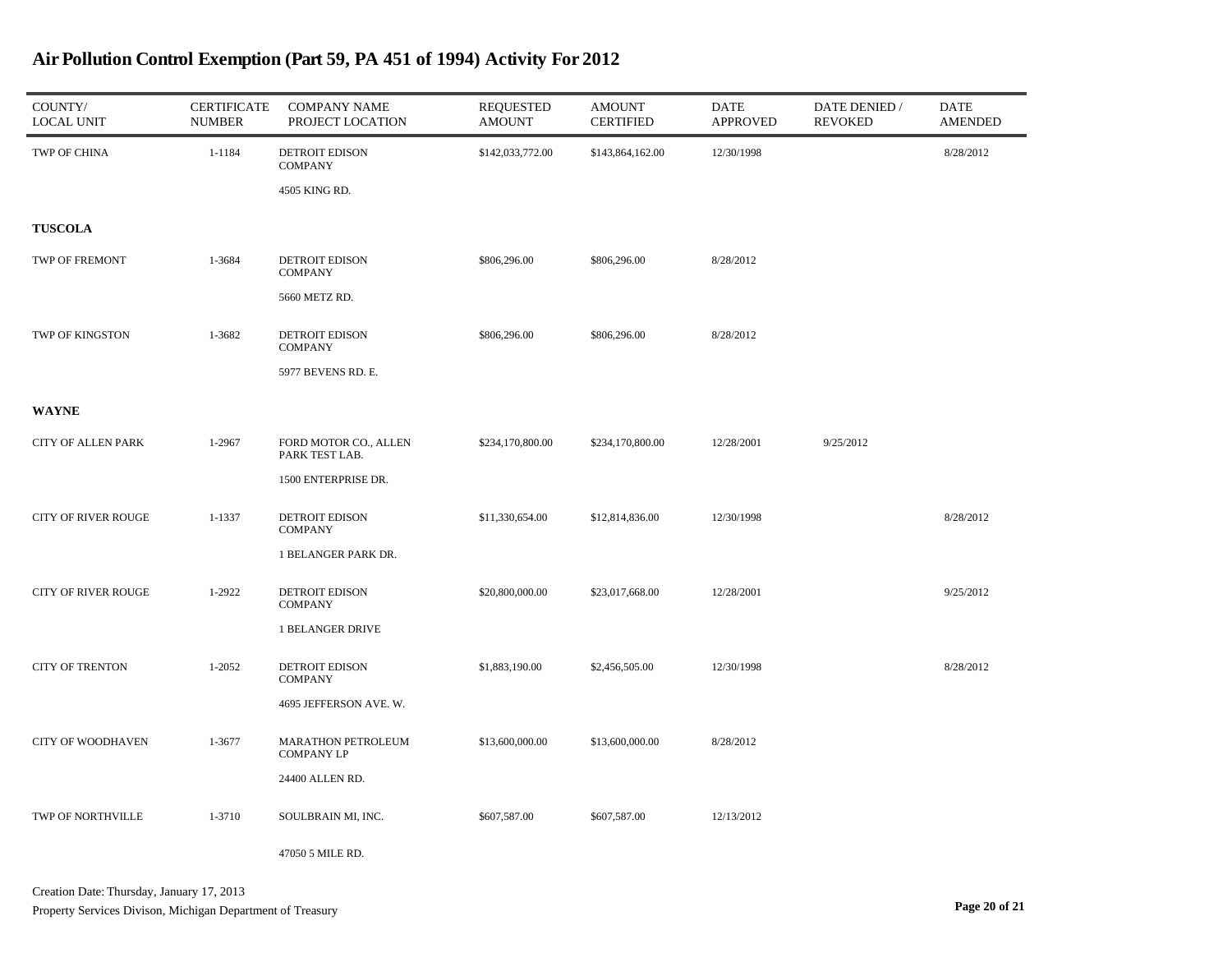# Air Pollution Control Exemption (Part 59, PA 451 of 1994) Activity For 2012

| COUNTY/ LOCAL UNIT | CERTIFICATE NUMBER | COMPANY NAME PROJECT LOCATION | REQUESTED AMOUNT | AMOUNT CERTIFIED | DATE APPROVED | DATE DENIED / REVOKED | DATE AMENDED |
|---|---|---|---|---|---|---|---|
| TWP OF CHINA | 1-1184 | DETROIT EDISON COMPANY<br>4505 KING RD. | $142,033,772.00 | $143,864,162.00 | 12/30/1998 | | 8/28/2012 |
| **TUSCOLA** | | | | | | | |
| TWP OF FREMONT | 1-3684 | DETROIT EDISON COMPANY<br>5660 METZ RD. | $806,296.00 | $806,296.00 | 8/28/2012 | | |
| TWP OF KINGSTON | 1-3682 | DETROIT EDISON COMPANY<br>5977 BEVENS RD. E. | $806,296.00 | $806,296.00 | 8/28/2012 | | |
| **WAYNE** | | | | | | | |
| CITY OF ALLEN PARK | 1-2967 | FORD MOTOR CO., ALLEN PARK TEST LAB.<br>1500 ENTERPRISE DR. | $234,170,800.00 | $234,170,800.00 | 12/28/2001 | 9/25/2012 | |
| CITY OF RIVER ROUGE | 1-1337 | DETROIT EDISON COMPANY<br>1 BELANGER PARK DR. | $11,330,654.00 | $12,814,836.00 | 12/30/1998 | | 8/28/2012 |
| CITY OF RIVER ROUGE | 1-2922 | DETROIT EDISON COMPANY<br>1 BELANGER DRIVE | $20,800,000.00 | $23,017,668.00 | 12/28/2001 | | 9/25/2012 |
| CITY OF TRENTON | 1-2052 | DETROIT EDISON COMPANY<br>4695 JEFFERSON AVE. W. | $1,883,190.00 | $2,456,505.00 | 12/30/1998 | | 8/28/2012 |
| CITY OF WOODHAVEN | 1-3677 | MARATHON PETROLEUM COMPANY LP<br>24400 ALLEN RD. | $13,600,000.00 | $13,600,000.00 | 8/28/2012 | | |
| TWP OF NORTHVILLE | 1-3710 | SOULBRAIN MI, INC.<br>47050 5 MILE RD. | $607,587.00 | $607,587.00 | 12/13/2012 | | |

Creation Date: Thursday, January 17, 2013

Property Services Divison, Michigan Department of Treasury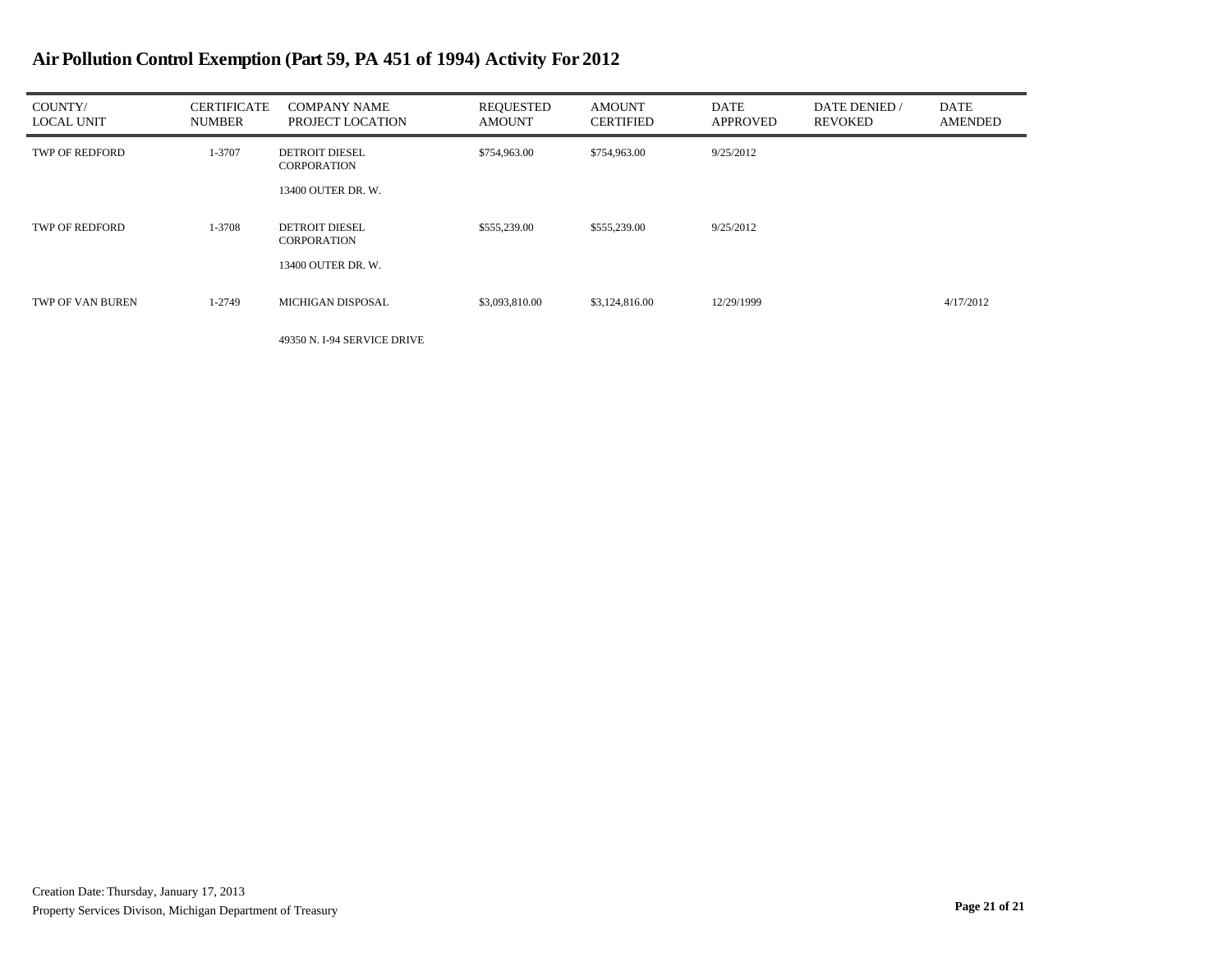# Air Pollution Control Exemption (Part 59, PA 451 of 1994) Activity For 2012

| COUNTY/ LOCAL UNIT | CERTIFICATE NUMBER | COMPANY NAME PROJECT LOCATION | REQUESTED AMOUNT | AMOUNT CERTIFIED | DATE APPROVED | DATE DENIED / REVOKED | DATE AMENDED |
|---|---|---|---|---|---|---|---|
| TWP OF REDFORD | 1-3707 | DETROIT DIESEL CORPORATION<br>13400 OUTER DR. W. | $754,963.00 | $754,963.00 | 9/25/2012 | | |
| TWP OF REDFORD | 1-3708 | DETROIT DIESEL CORPORATION<br>13400 OUTER DR. W. | $555,239.00 | $555,239.00 | 9/25/2012 | | |
| TWP OF VAN BUREN | 1-2749 | MICHIGAN DISPOSAL<br>49350 N. I-94 SERVICE DRIVE | $3,093,810.00 | $3,124,816.00 | 12/29/1999 | | 4/17/2012 |

Creation Date: Thursday, January 17, 2013

Property Services Divison, Michigan Department of Treasury